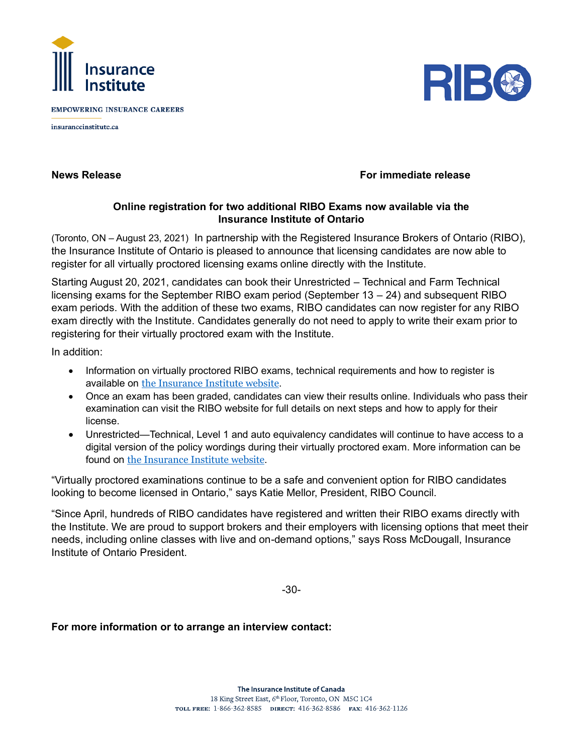Insurance Institute

EMPOWERING INSURANCE CAREERS

insuranceinstitute.ca

RIBO

**News Release** **For immediate release**

**Online registration for two additional RIBO Exams now available via the Insurance Institute of Ontario**

(Toronto, ON – August 23, 2021) In partnership with the Registered Insurance Brokers of Ontario (RIBO), the Insurance Institute of Ontario is pleased to announce that licensing candidates are now able to register for all virtually proctored licensing exams online directly with the Institute.

Starting August 20, 2021, candidates can book their Unrestricted – Technical and Farm Technical licensing exams for the September RIBO exam period (September 13 – 24) and subsequent RIBO exam periods. With the addition of these two exams, RIBO candidates can now register for any RIBO exam directly with the Institute. Candidates generally do not need to apply to write their exam prior to registering for their virtually proctored exam with the Institute.

In addition:

- Information on virtually proctored RIBO exams, technical requirements and how to register is available on the Insurance Institute website.
- Once an exam has been graded, candidates can view their results online. Individuals who pass their examination can visit the RIBO website for full details on next steps and how to apply for their license.
- Unrestricted—Technical, Level 1 and auto equivalency candidates will continue to have access to a digital version of the policy wordings during their virtually proctored exam. More information can be found on the Insurance Institute website.

"Virtually proctored examinations continue to be a safe and convenient option for RIBO candidates looking to become licensed in Ontario," says Katie Mellor, President, RIBO Council.

"Since April, hundreds of RIBO candidates have registered and written their RIBO exams directly with the Institute. We are proud to support brokers and their employers with licensing options that meet their needs, including online classes with live and on-demand options," says Ross McDougall, Insurance Institute of Ontario President.

-30-

**For more information or to arrange an interview contact:**

**The Insurance Institute of Canada**
18 King Street East, 6th Floor, Toronto, ON M5C 1C4
**TOLL FREE:** 1-866-362-8585 **DIRECT:** 416-362-8586 **FAX:** 416-362-1126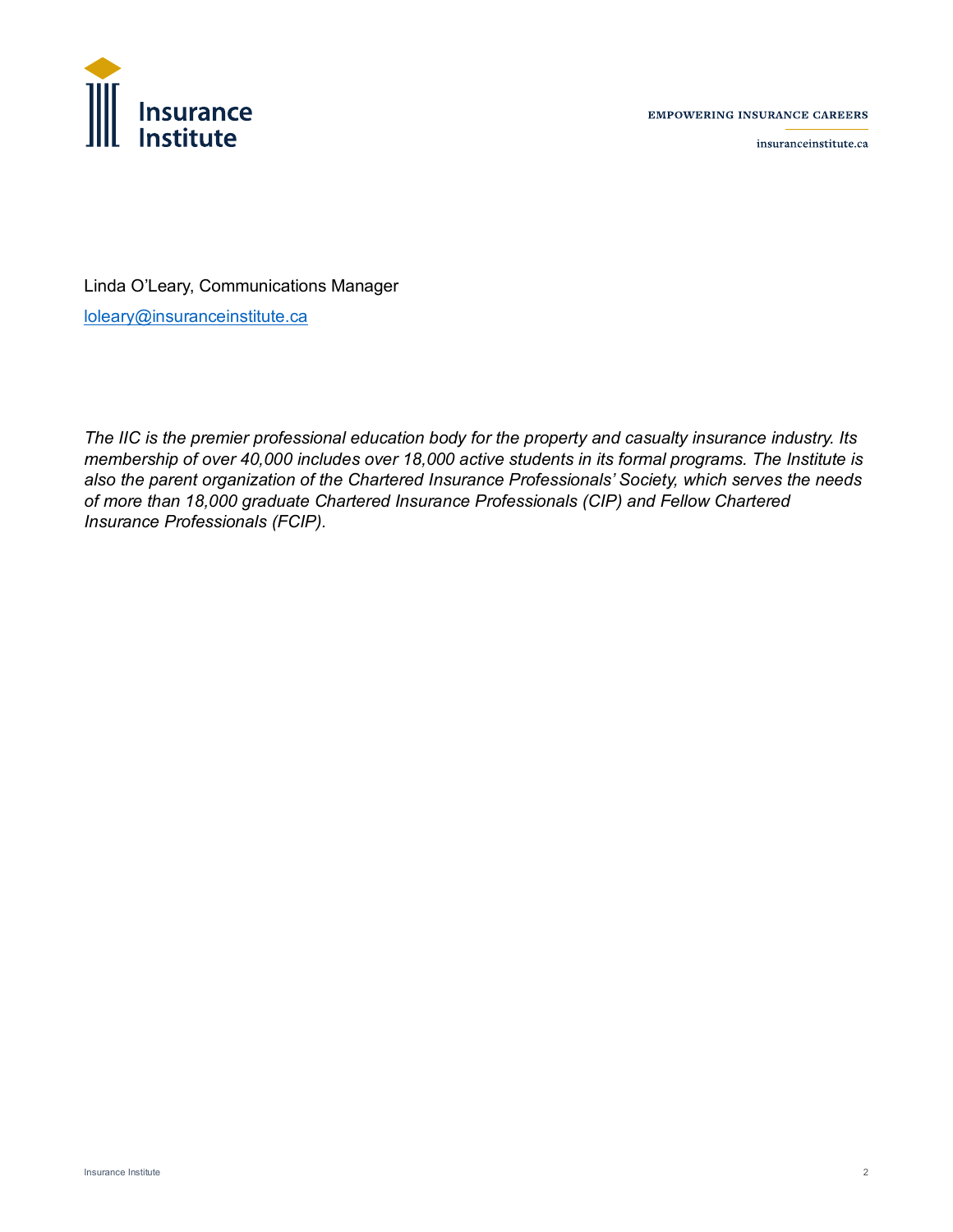Linda O'Leary, Communications Manager

loleary@insuranceinstitute.ca

*The IIC is the premier professional education body for the property and casualty insurance industry. Its membership of over 40,000 includes over 18,000 active students in its formal programs. The Institute is also the parent organization of the Chartered Insurance Professionals' Society, which serves the needs of more than 18,000 graduate Chartered Insurance Professionals (CIP) and Fellow Chartered Insurance Professionals (FCIP).*